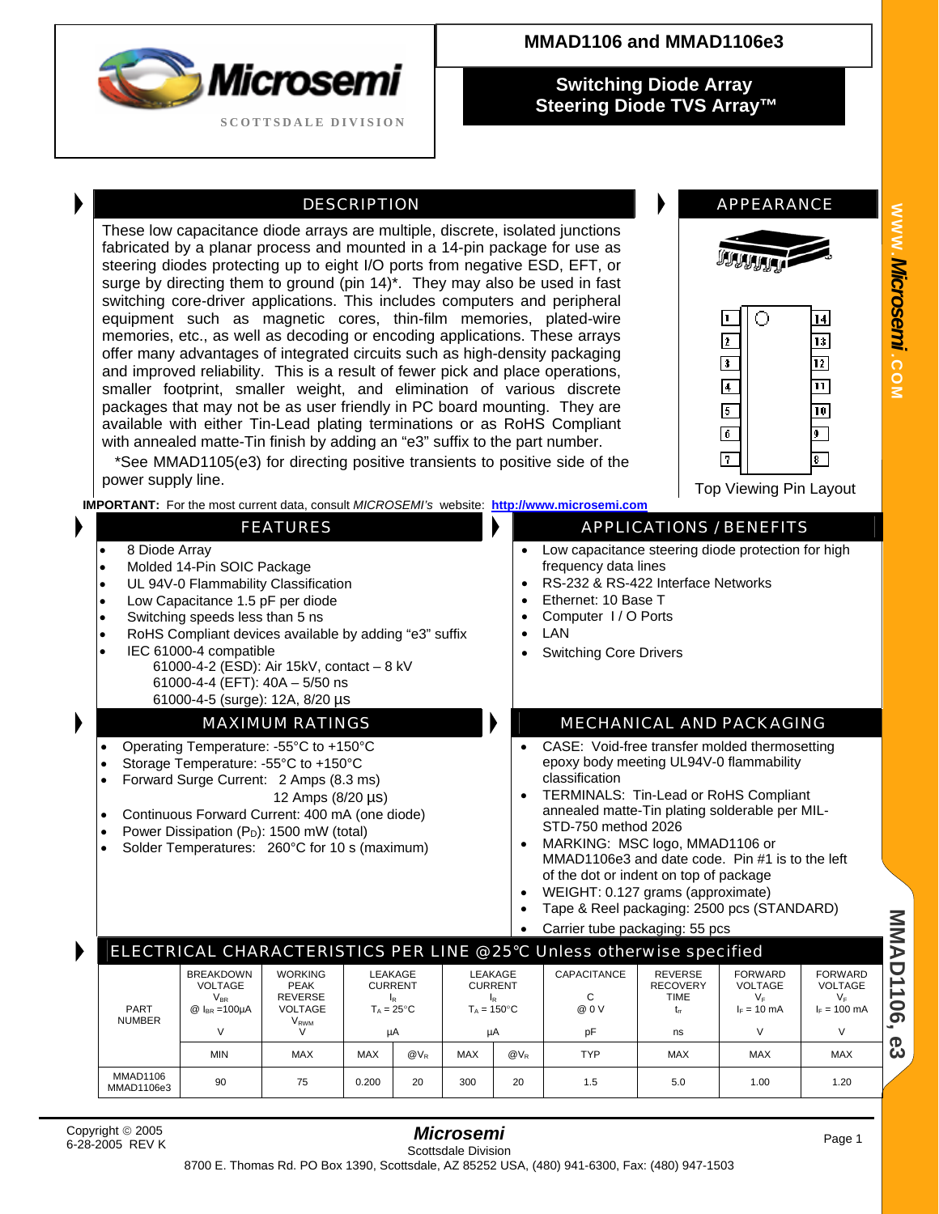# MMAD1106 and MMAD1106e3

## Switching Diode Array
## Steering Diode TVS Array™

Microsemi
SCOTTSDALE DIVISION

## DESCRIPTION

These low capacitance diode arrays are multiple, discrete, isolated junctions fabricated by a planar process and mounted in a 14-pin package for use as steering diodes protecting up to eight I/O ports from negative ESD, EFT, or surge by directing them to ground (pin 14)*. They may also be used in fast switching core-driver applications. This includes computers and peripheral equipment such as magnetic cores, thin-film memories, plated-wire memories, etc., as well as decoding or encoding applications. These arrays offer many advantages of integrated circuits such as high-density packaging and improved reliability. This is a result of fewer pick and place operations, smaller footprint, smaller weight, and elimination of various discrete packages that may not be as user friendly in PC board mounting. They are available with either Tin-Lead plating terminations or as RoHS Compliant with annealed matte-Tin finish by adding an "e3" suffix to the part number.

*See MMAD1105(e3) for directing positive transients to positive side of the power supply line.

## APPEARANCE

Top Viewing Pin Layout

**IMPORTANT:** For the most current data, consult *MICROSEMI's* website: **http://www.microsemi.com**

## FEATURES

- 8 Diode Array
- Molded 14-Pin SOIC Package
- UL 94V-0 Flammability Classification
- Low Capacitance 1.5 pF per diode
- Switching speeds less than 5 ns
- RoHS Compliant devices available by adding "e3" suffix
- IEC 61000-4 compatible
  - 61000-4-2 (ESD): Air 15kV, contact – 8 kV
  - 61000-4-4 (EFT): 40A – 5/50 ns
  - 61000-4-5 (surge): 12A, 8/20 µs

## APPLICATIONS / BENEFITS

- Low capacitance steering diode protection for high frequency data lines
- RS-232 & RS-422 Interface Networks
- Ethernet: 10 Base T
- Computer I / O Ports
- LAN
- Switching Core Drivers

## MAXIMUM RATINGS

- Operating Temperature: -55°C to +150°C
- Storage Temperature: -55°C to +150°C
- Forward Surge Current: 2 Amps (8.3 ms)
  12 Amps (8/20 µs)
- Continuous Forward Current: 400 mA (one diode)
- Power Dissipation ($P_D$): 1500 mW (total)
- Solder Temperatures: 260°C for 10 s (maximum)

## MECHANICAL AND PACKAGING

- CASE: Void-free transfer molded thermosetting epoxy body meeting UL94V-0 flammability classification
- TERMINALS: Tin-Lead or RoHS Compliant annealed matte-Tin plating solderable per MIL-STD-750 method 2026
- MARKING: MSC logo, MMAD1106 or MMAD1106e3 and date code. Pin #1 is to the left of the dot or indent on top of package
- WEIGHT: 0.127 grams (approximate)
- Tape & Reel packaging: 2500 pcs (STANDARD)
- Carrier tube packaging: 55 pcs

## ELECTRICAL CHARACTERISTICS PER LINE @25°C Unless otherwise specified

| PART NUMBER | BREAKDOWN VOLTAGE $V_{BR}$ @ $I_{BR}$ =100µA (V) | WORKING PEAK REVERSE VOLTAGE $V_{RWM}$ (V) | LEAKAGE CURRENT $I_R$ $T_A$ = 25°C (µA) | | LEAKAGE CURRENT $I_R$ $T_A$ = 150°C (µA) | | CAPACITANCE C @ 0 V (pF) | REVERSE RECOVERY TIME $t_{rr}$ (ns) | FORWARD VOLTAGE $V_F$ $I_F$ = 10 mA (V) | FORWARD VOLTAGE $V_F$ $I_F$ = 100 mA (V) |
|---|---|---|---|---|---|---|---|---|---|---|
| | MIN | MAX | MAX | @$V_R$ | MAX | @$V_R$ | TYP | MAX | MAX | MAX |
| MMAD1106 MMAD1106e3 | 90 | 75 | 0.200 | 20 | 300 | 20 | 1.5 | 5.0 | 1.00 | 1.20 |

Copyright © 2005
6-28-2005 REV K

*Microsemi*
Scottsdale Division
8700 E. Thomas Rd. PO Box 1390, Scottsdale, AZ 85252 USA, (480) 941-6300, Fax: (480) 947-1503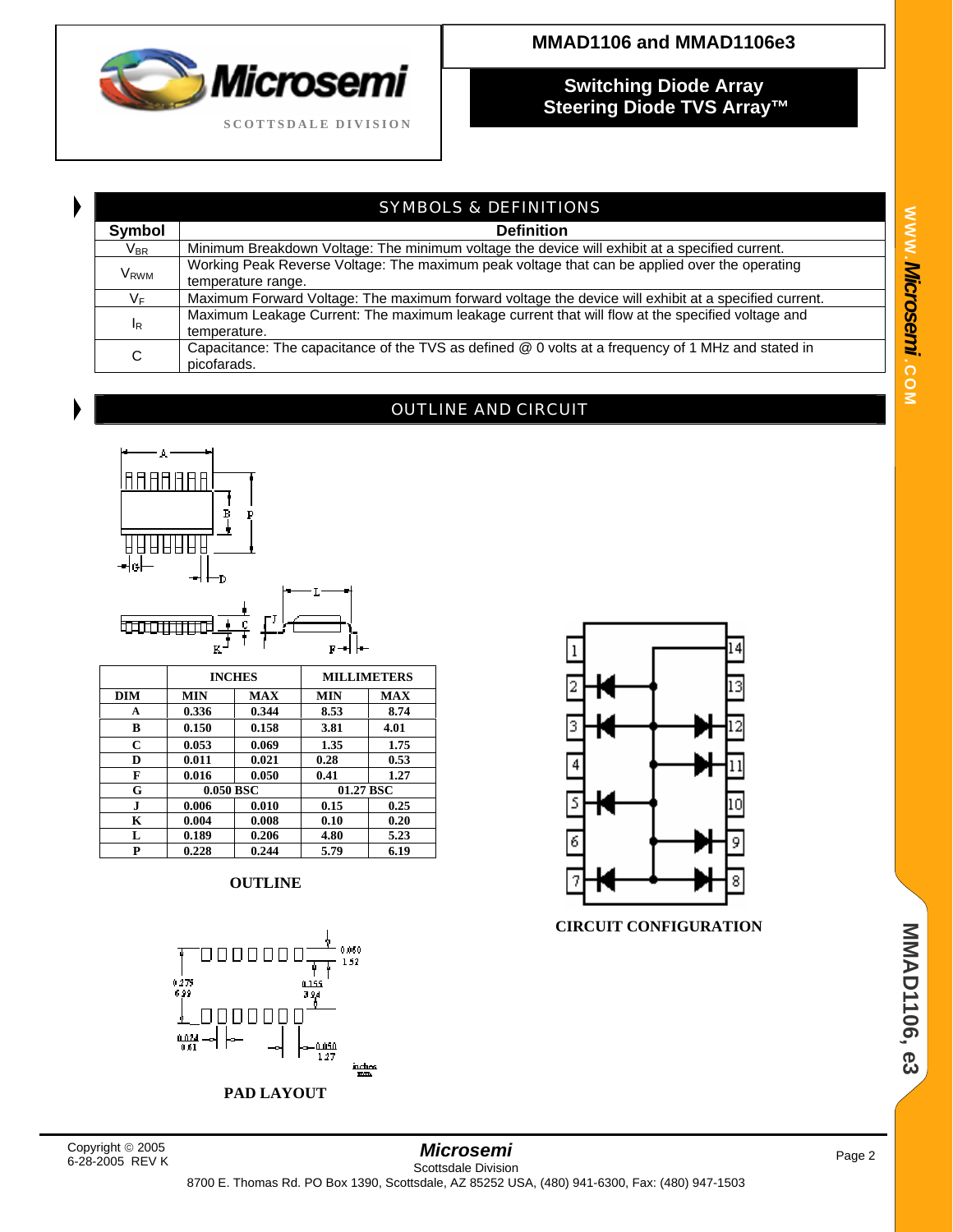## SYMBOLS & DEFINITIONS

| Symbol | Definition |
|---|---|
| $V_{BR}$ | Minimum Breakdown Voltage: The minimum voltage the device will exhibit at a specified current. |
| $V_{RWM}$ | Working Peak Reverse Voltage: The maximum peak voltage that can be applied over the operating temperature range. |
| $V_F$ | Maximum Forward Voltage: The maximum forward voltage the device will exhibit at a specified current. |
| $I_R$ | Maximum Leakage Current: The maximum leakage current that will flow at the specified voltage and temperature. |
| C | Capacitance: The capacitance of the TVS as defined @ 0 volts at a frequency of 1 MHz and stated in picofarads. |

## OUTLINE AND CIRCUIT

A

B

P

G

D

L

C

J

K

F

| | INCHES | | MILLIMETERS | |
|---|---|---|---|---|
| DIM | MIN | MAX | MIN | MAX |
| A | 0.336 | 0.344 | 8.53 | 8.74 |
| B | 0.150 | 0.158 | 3.81 | 4.01 |
| C | 0.053 | 0.069 | 1.35 | 1.75 |
| D | 0.011 | 0.021 | 0.28 | 0.53 |
| F | 0.016 | 0.050 | 0.41 | 1.27 |
| G | 0.050 BSC | | 01.27 BSC | |
| J | 0.006 | 0.010 | 0.15 | 0.25 |
| K | 0.004 | 0.008 | 0.10 | 0.20 |
| L | 0.189 | 0.206 | 4.80 | 5.23 |
| P | 0.228 | 0.244 | 5.79 | 6.19 |

**OUTLINE**

0.060
1.52

0.275
6.99

0.155
3.94

0.024
0.61

0.050
1.27

inches
mm

**PAD LAYOUT**

1 2 3 4 5 6 7

14 13 12 11 10 9 8

**CIRCUIT CONFIGURATION**

Copyright © 2005
6-28-2005 REV K

*Microsemi*
Scottsdale Division
8700 E. Thomas Rd. PO Box 1390, Scottsdale, AZ 85252 USA, (480) 941-6300, Fax: (480) 947-1503